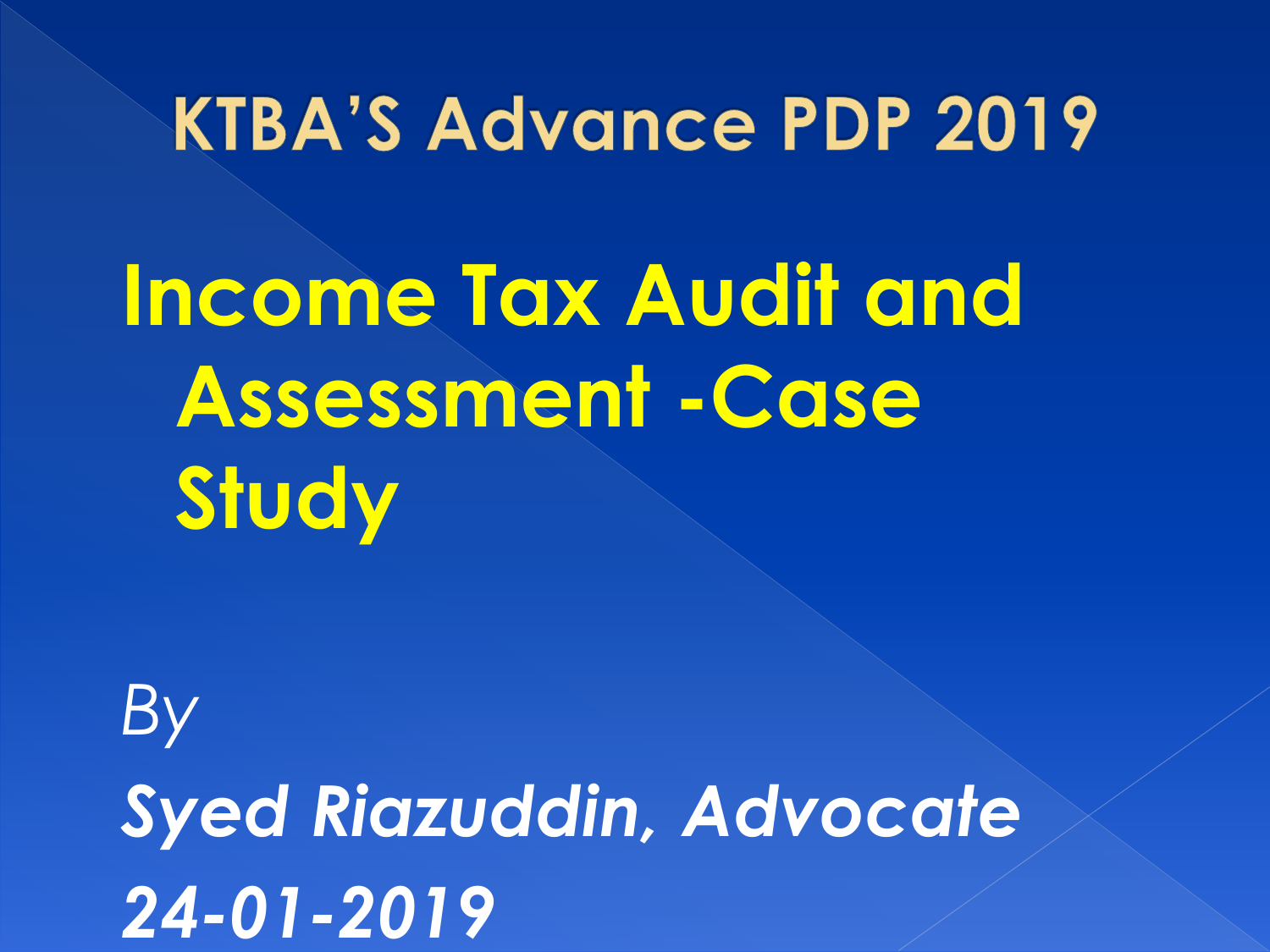# KTBA'S Advance PDP 2019

# Income Tax Audit and Assessment -Case Study

*By*

***Syed Riazuddin, Advocate***

***24-01-2019***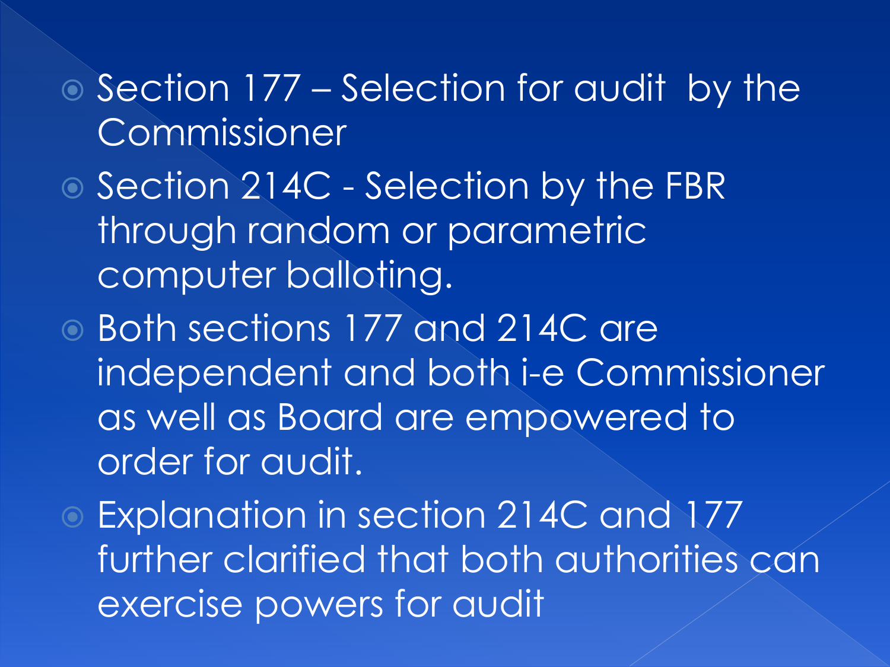- Section 177 – Selection for audit by the Commissioner
- Section 214C - Selection by the FBR through random or parametric computer balloting.
- Both sections 177 and 214C are independent and both i-e Commissioner as well as Board are empowered to order for audit.
- Explanation in section 214C and 177 further clarified that both authorities can exercise powers for audit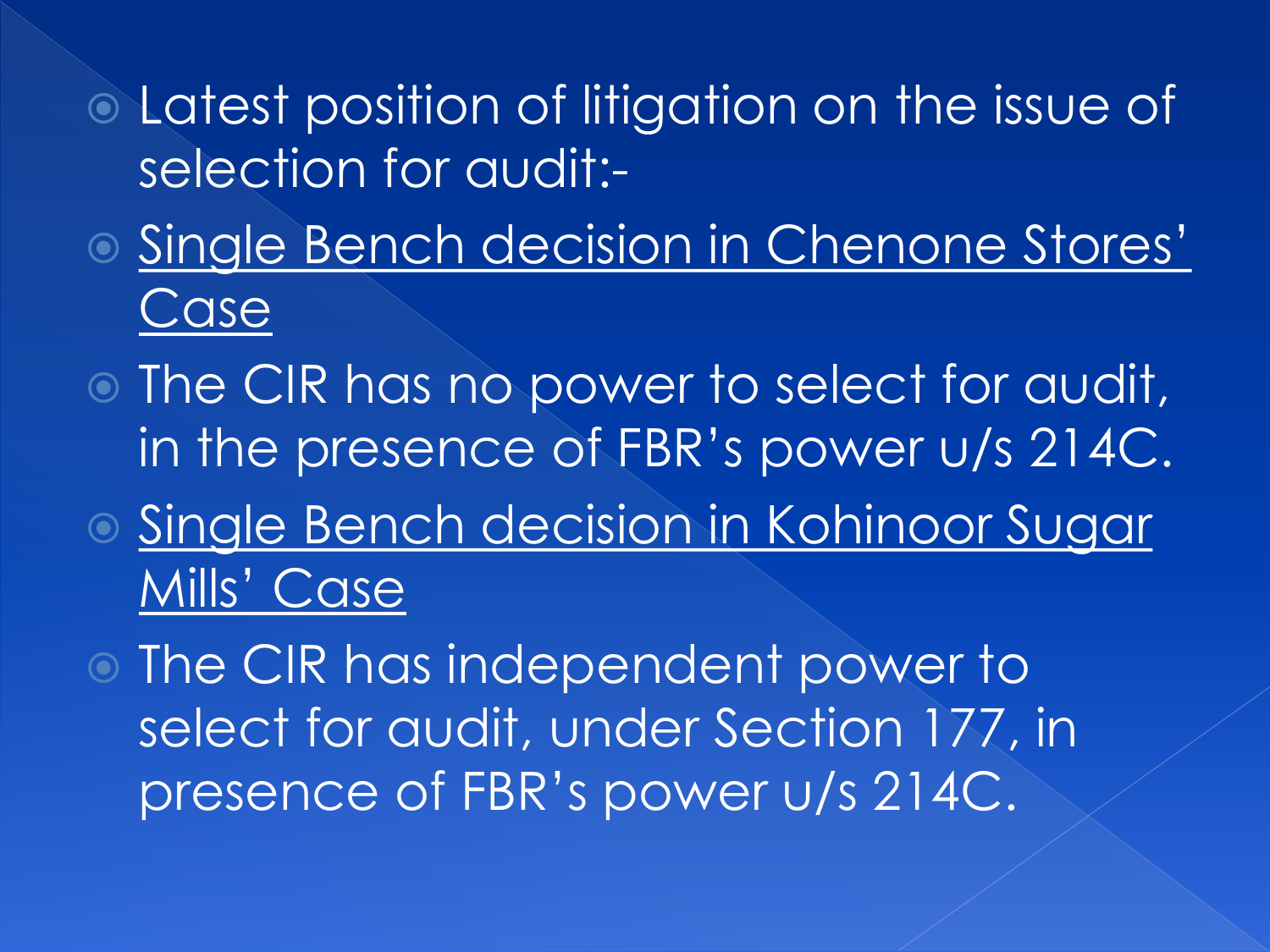- Latest position of litigation on the issue of selection for audit:-
- <u>Single Bench decision in Chenone Stores' Case</u>
- The CIR has no power to select for audit, in the presence of FBR's power u/s 214C.
- <u>Single Bench decision in Kohinoor Sugar Mills' Case</u>
- The CIR has independent power to select for audit, under Section 177, in presence of FBR's power u/s 214C.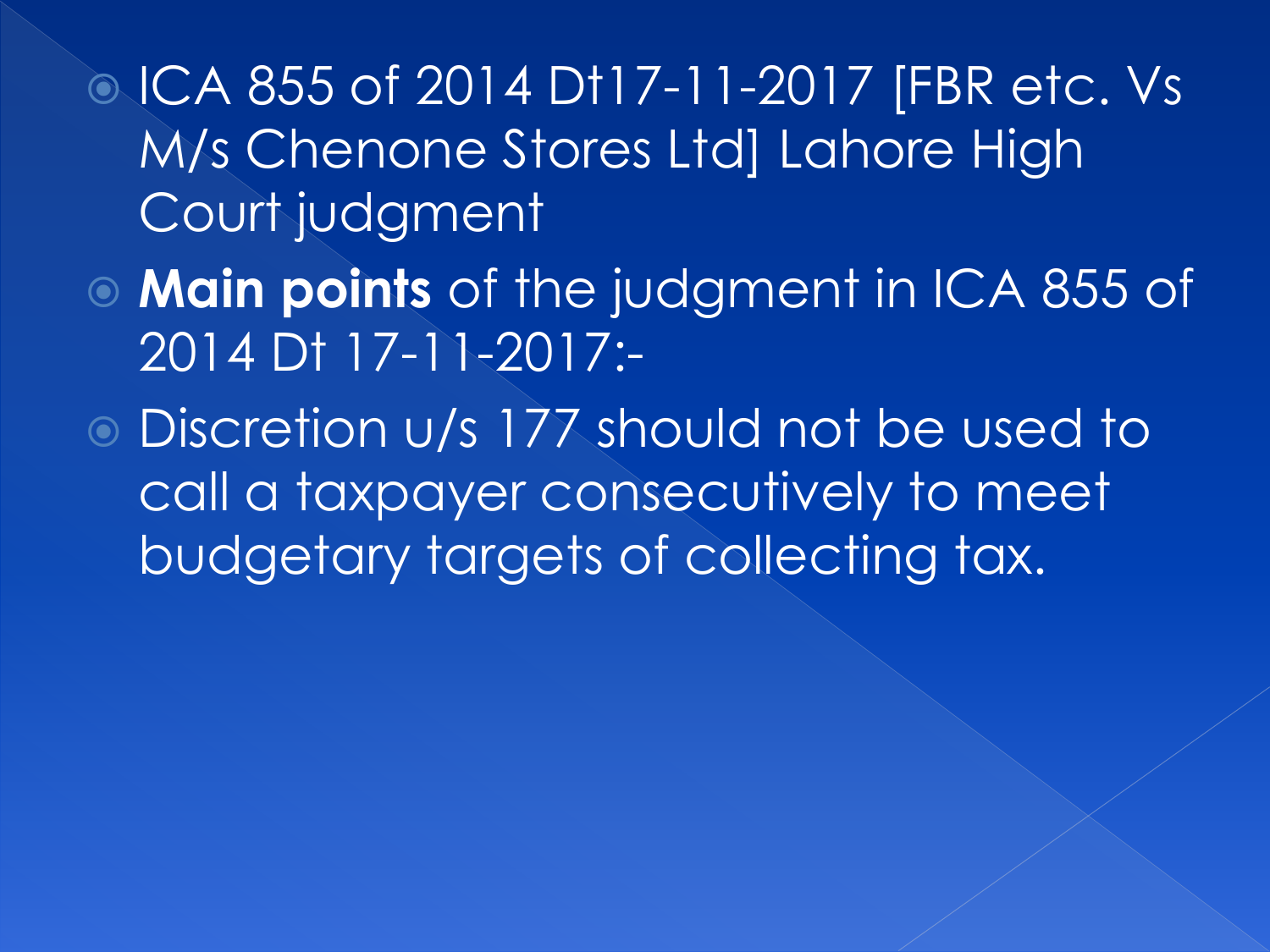- ICA 855 of 2014 Dt17-11-2017 [FBR etc. Vs M/s Chenone Stores Ltd] Lahore High Court judgment
- **Main points** of the judgment in ICA 855 of 2014 Dt 17-11-2017:-
- Discretion u/s 177 should not be used to call a taxpayer consecutively to meet budgetary targets of collecting tax.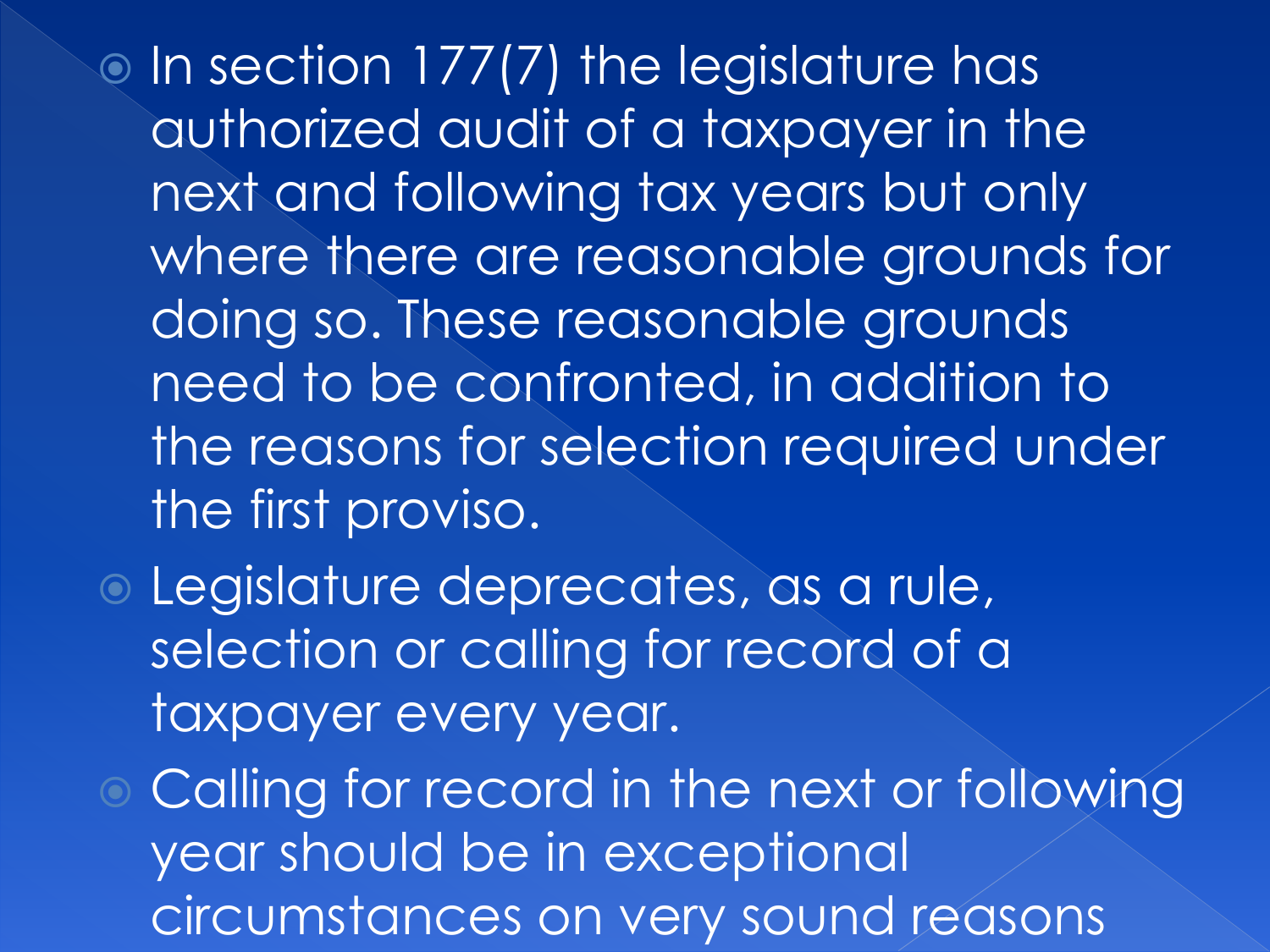- In section 177(7) the legislature has authorized audit of a taxpayer in the next and following tax years but only where there are reasonable grounds for doing so. These reasonable grounds need to be confronted, in addition to the reasons for selection required under the first proviso.
- Legislature deprecates, as a rule, selection or calling for record of a taxpayer every year.
- Calling for record in the next or following year should be in exceptional circumstances on very sound reasons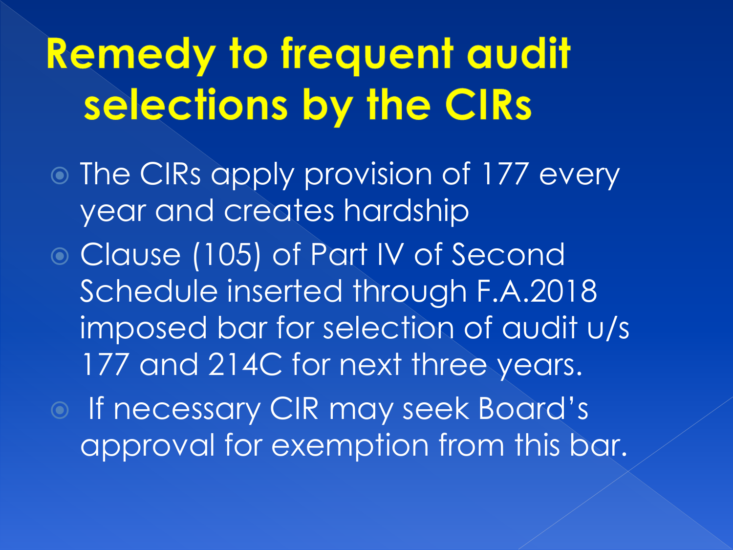# Remedy to frequent audit selections by the CIRs

- The CIRs apply provision of 177 every year and creates hardship
- Clause (105) of Part IV of Second Schedule inserted through F.A.2018 imposed bar for selection of audit u/s 177 and 214C for next three years.
- If necessary CIR may seek Board's approval for exemption from this bar.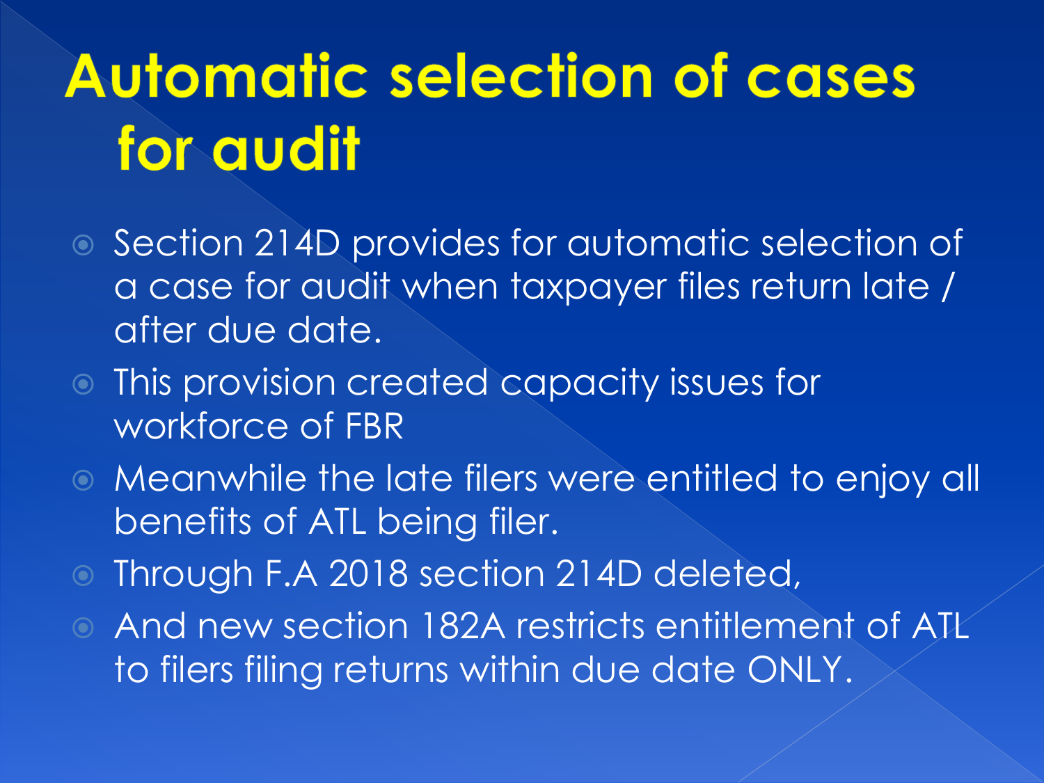# Automatic selection of cases for audit

- Section 214D provides for automatic selection of a case for audit when taxpayer files return late / after due date.
- This provision created capacity issues for workforce of FBR
- Meanwhile the late filers were entitled to enjoy all benefits of ATL being filer.
- Through F.A 2018 section 214D deleted,
- And new section 182A restricts entitlement of ATL to filers filing returns within due date ONLY.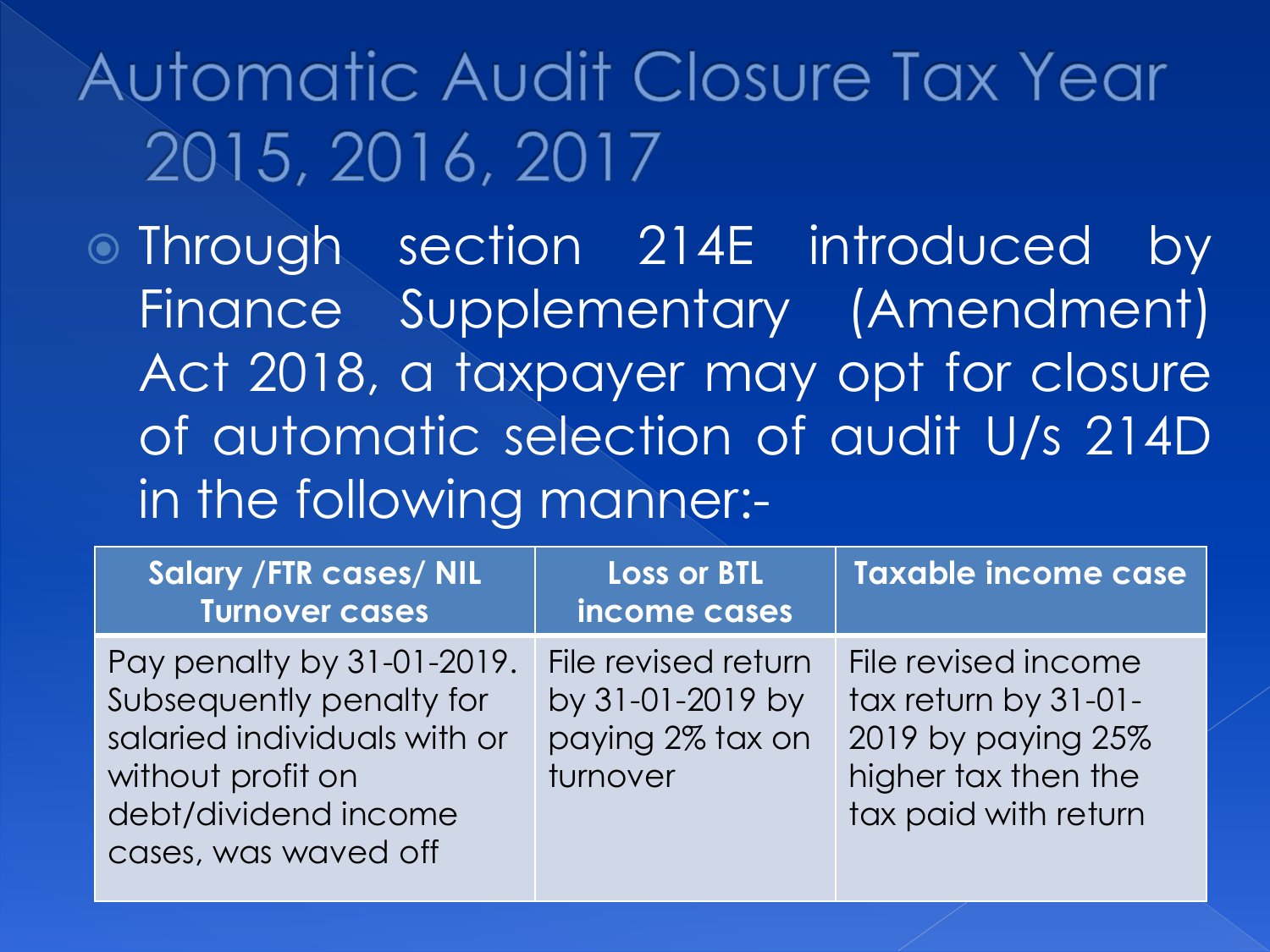# Automatic Audit Closure Tax Year 2015, 2016, 2017

- Through section 214E introduced by Finance Supplementary (Amendment) Act 2018, a taxpayer may opt for closure of automatic selection of audit U/s 214D in the following manner:-

| Salary /FTR cases/ NIL Turnover cases | Loss or BTL income cases | Taxable income case |
|---|---|---|
| Pay penalty by 31-01-2019. Subsequently penalty for salaried individuals with or without profit on debt/dividend income cases, was waved off | File revised return by 31-01-2019 by paying 2% tax on turnover | File revised income tax return by 31-01-2019 by paying 25% higher tax then the tax paid with return |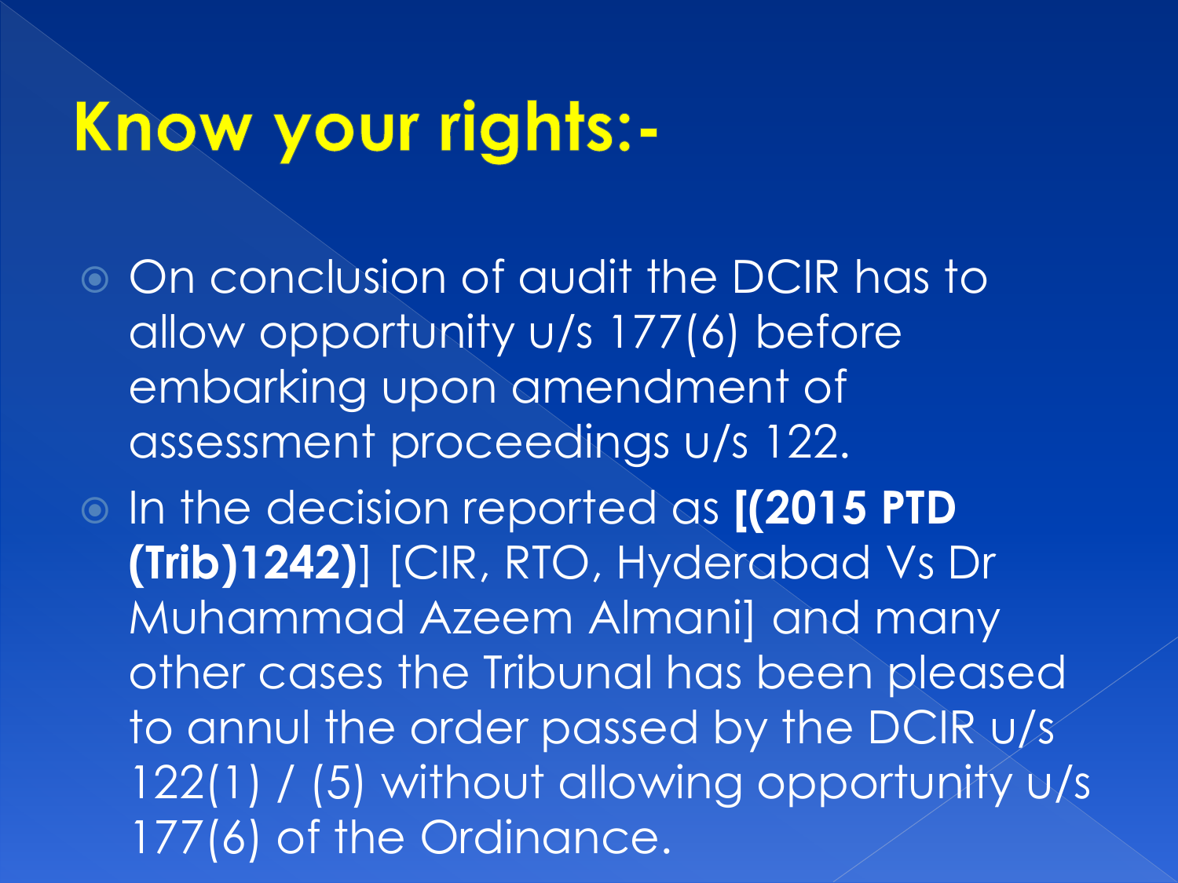# Know your rights:-

- On conclusion of audit the DCIR has to allow opportunity u/s 177(6) before embarking upon amendment of assessment proceedings u/s 122.
- In the decision reported as **[(2015 PTD (Trib)1242)**] [CIR, RTO, Hyderabad Vs Dr Muhammad Azeem Almani] and many other cases the Tribunal has been pleased to annul the order passed by the DCIR u/s 122(1) / (5) without allowing opportunity u/s 177(6) of the Ordinance.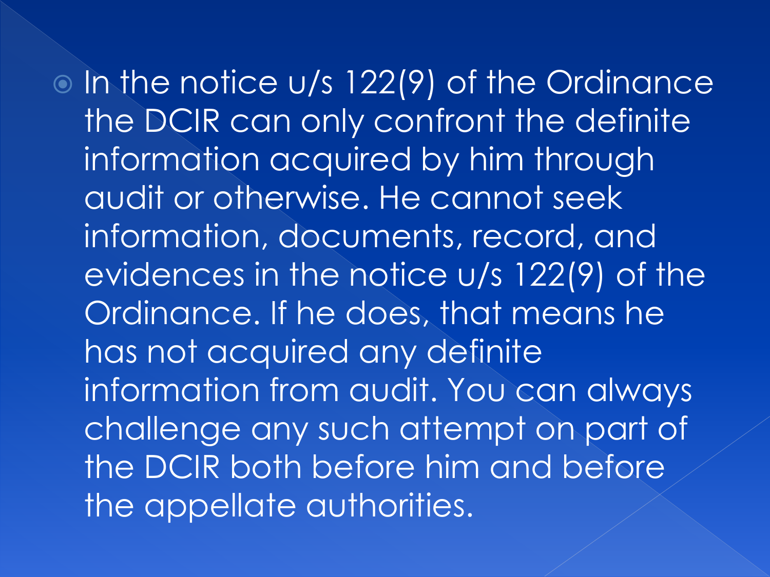- In the notice u/s 122(9) of the Ordinance the DCIR can only confront the definite information acquired by him through audit or otherwise. He cannot seek information, documents, record, and evidences in the notice u/s 122(9) of the Ordinance. If he does, that means he has not acquired any definite information from audit. You can always challenge any such attempt on part of the DCIR both before him and before the appellate authorities.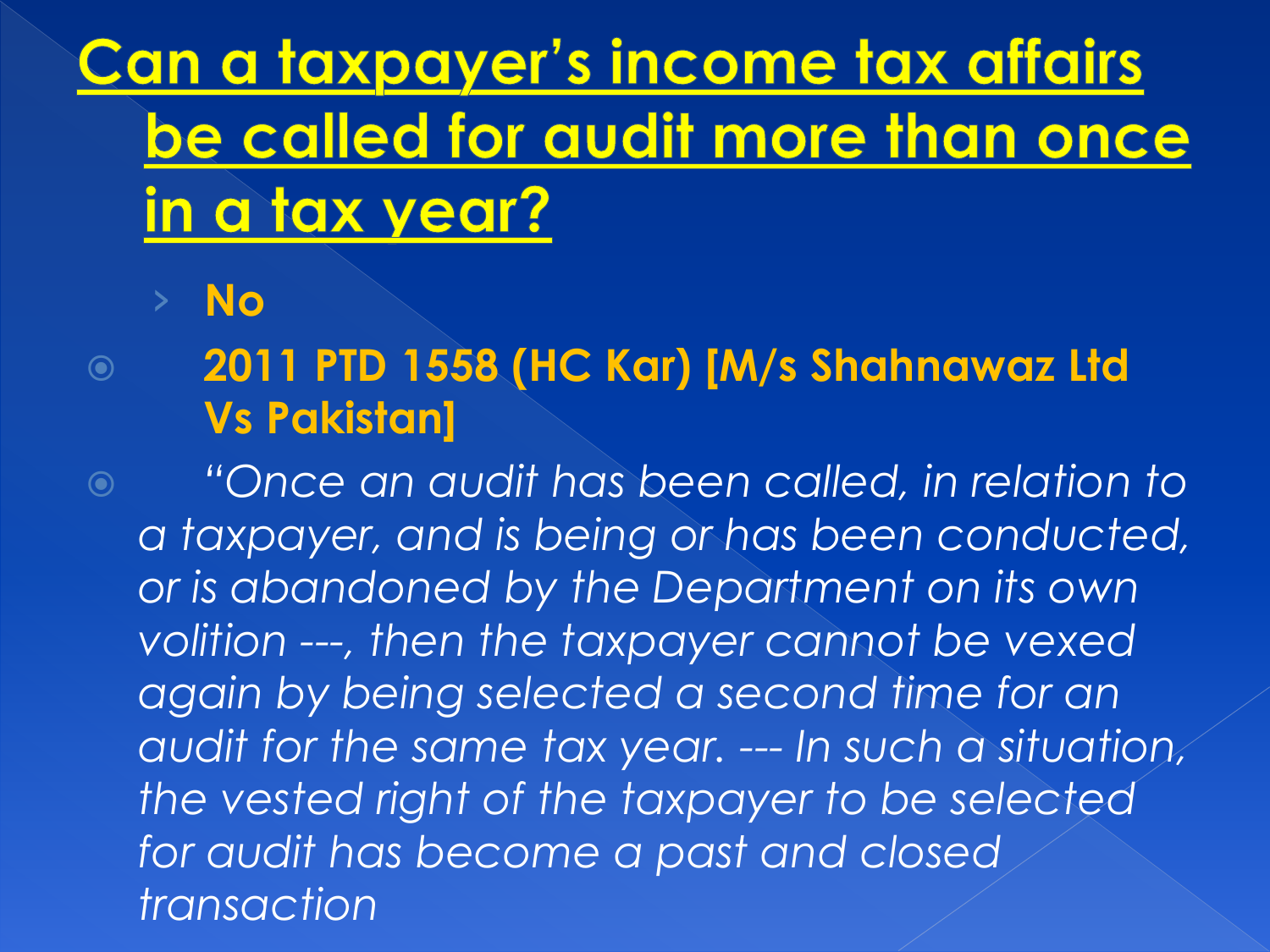# Can a taxpayer's income tax affairs be called for audit more than once in a tax year?

- **No**

- **2011 PTD 1558 (HC Kar) [M/s Shahnawaz Ltd Vs Pakistan]**

- *"Once an audit has been called, in relation to a taxpayer, and is being or has been conducted, or is abandoned by the Department on its own volition ---, then the taxpayer cannot be vexed again by being selected a second time for an audit for the same tax year. --- In such a situation, the vested right of the taxpayer to be selected for audit has become a past and closed transaction*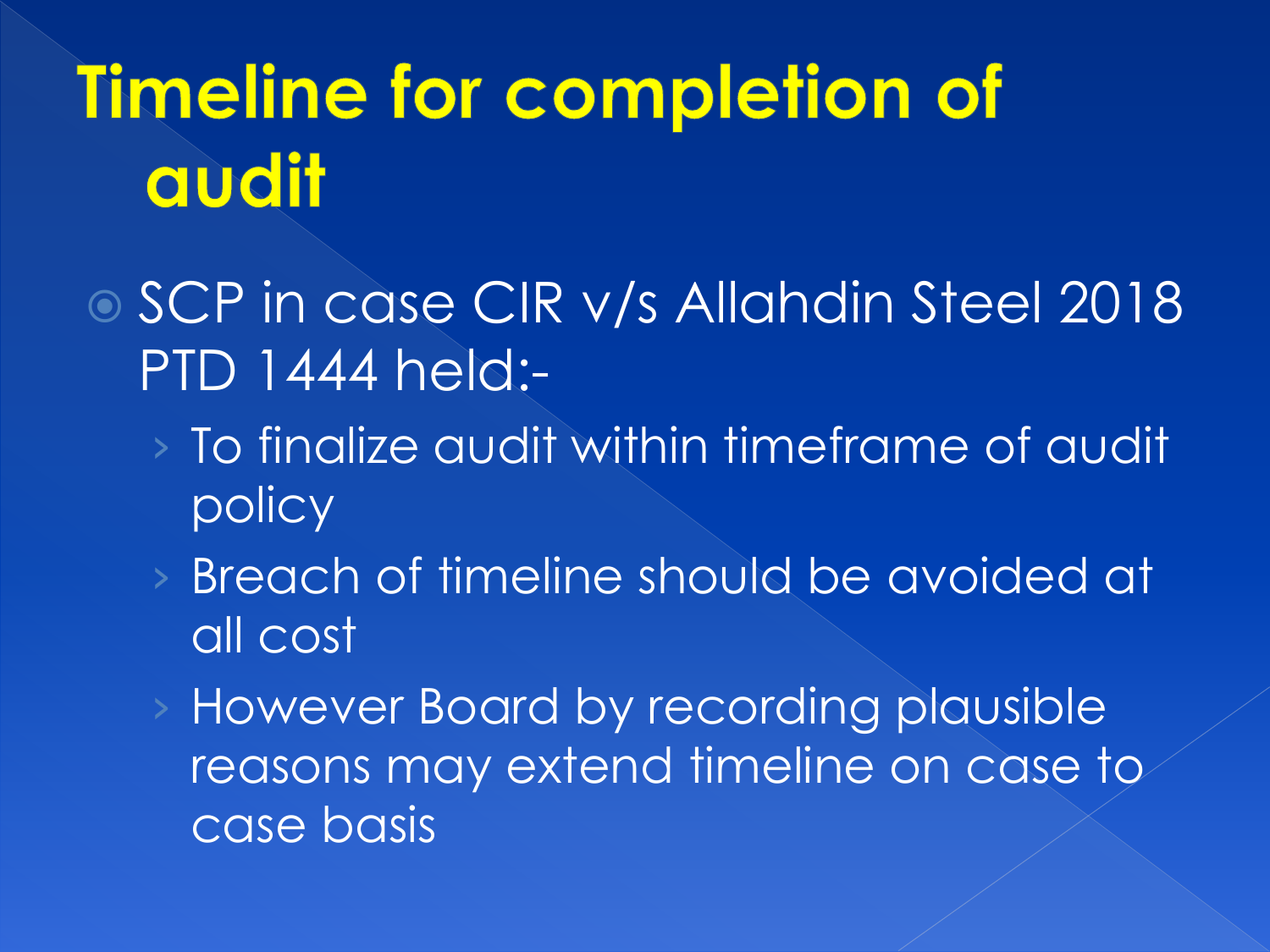# Timeline for completion of audit

- SCP in case CIR v/s Allahdin Steel 2018 PTD 1444 held:-
  - To finalize audit within timeframe of audit policy
  - Breach of timeline should be avoided at all cost
  - However Board by recording plausible reasons may extend timeline on case to case basis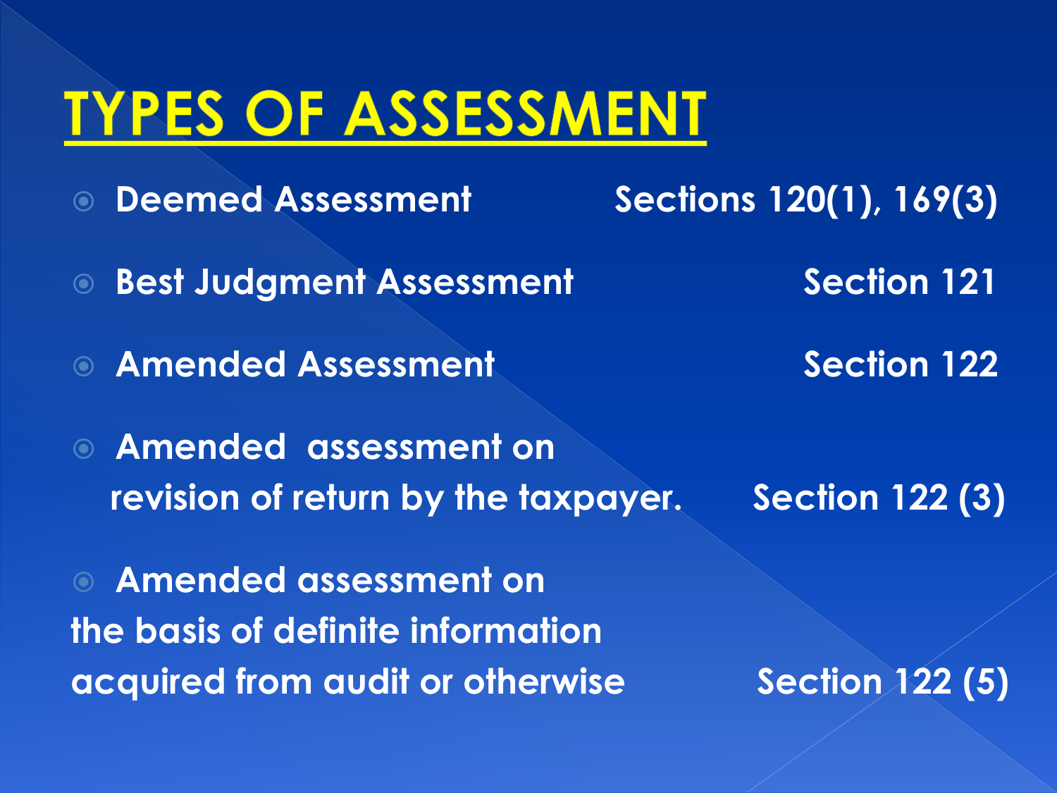# TYPES OF ASSESSMENT

- **Deemed Assessment** — **Sections 120(1), 169(3)**
- **Best Judgment Assessment** — **Section 121**
- **Amended Assessment** — **Section 122**
- **Amended assessment on revision of return by the taxpayer.** — **Section 122 (3)**
- **Amended assessment on the basis of definite information acquired from audit or otherwise** — **Section 122 (5)**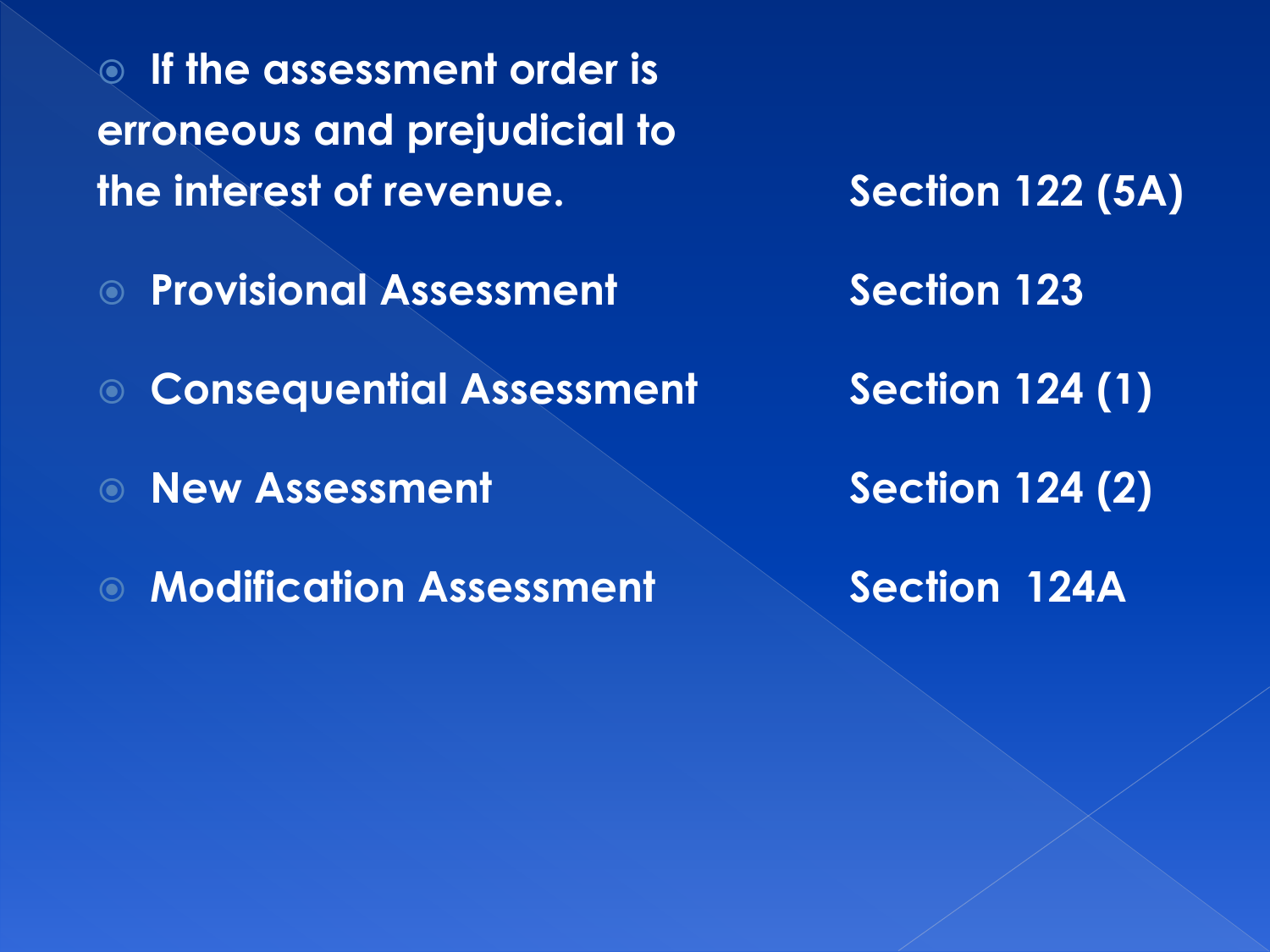| | |
|---|---|
| If the assessment order is erroneous and prejudicial to the interest of revenue. | Section 122 (5A) |
| Provisional Assessment | Section 123 |
| Consequential Assessment | Section 124 (1) |
| New Assessment | Section 124 (2) |
| Modification Assessment | Section 124A |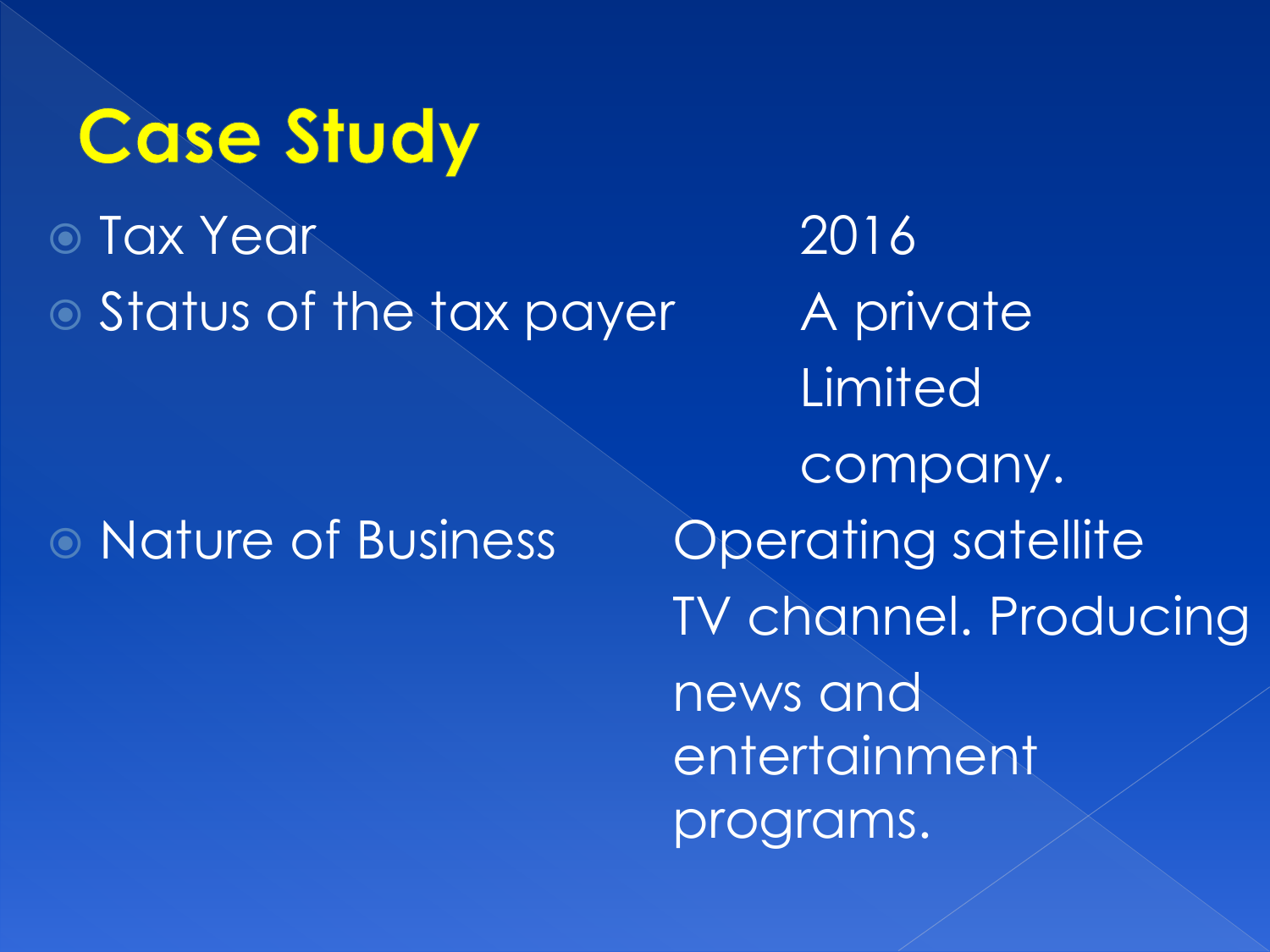# Case Study

| | |
|---|---|
| Tax Year | 2016 |
| Status of the tax payer | A private Limited company. |
| Nature of Business | Operating satellite TV channel. Producing news and entertainment programs. |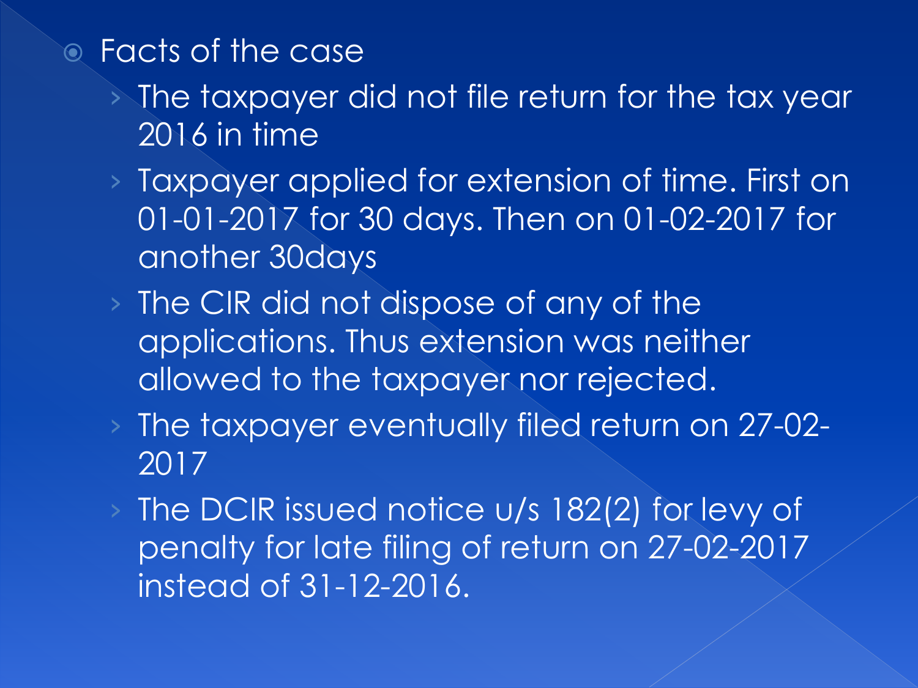- Facts of the case
  - The taxpayer did not file return for the tax year 2016 in time
  - Taxpayer applied for extension of time. First on 01-01-2017 for 30 days. Then on 01-02-2017 for another 30days
  - The CIR did not dispose of any of the applications. Thus extension was neither allowed to the taxpayer nor rejected.
  - The taxpayer eventually filed return on 27-02-2017
  - The DCIR issued notice u/s 182(2) for levy of penalty for late filing of return on 27-02-2017 instead of 31-12-2016.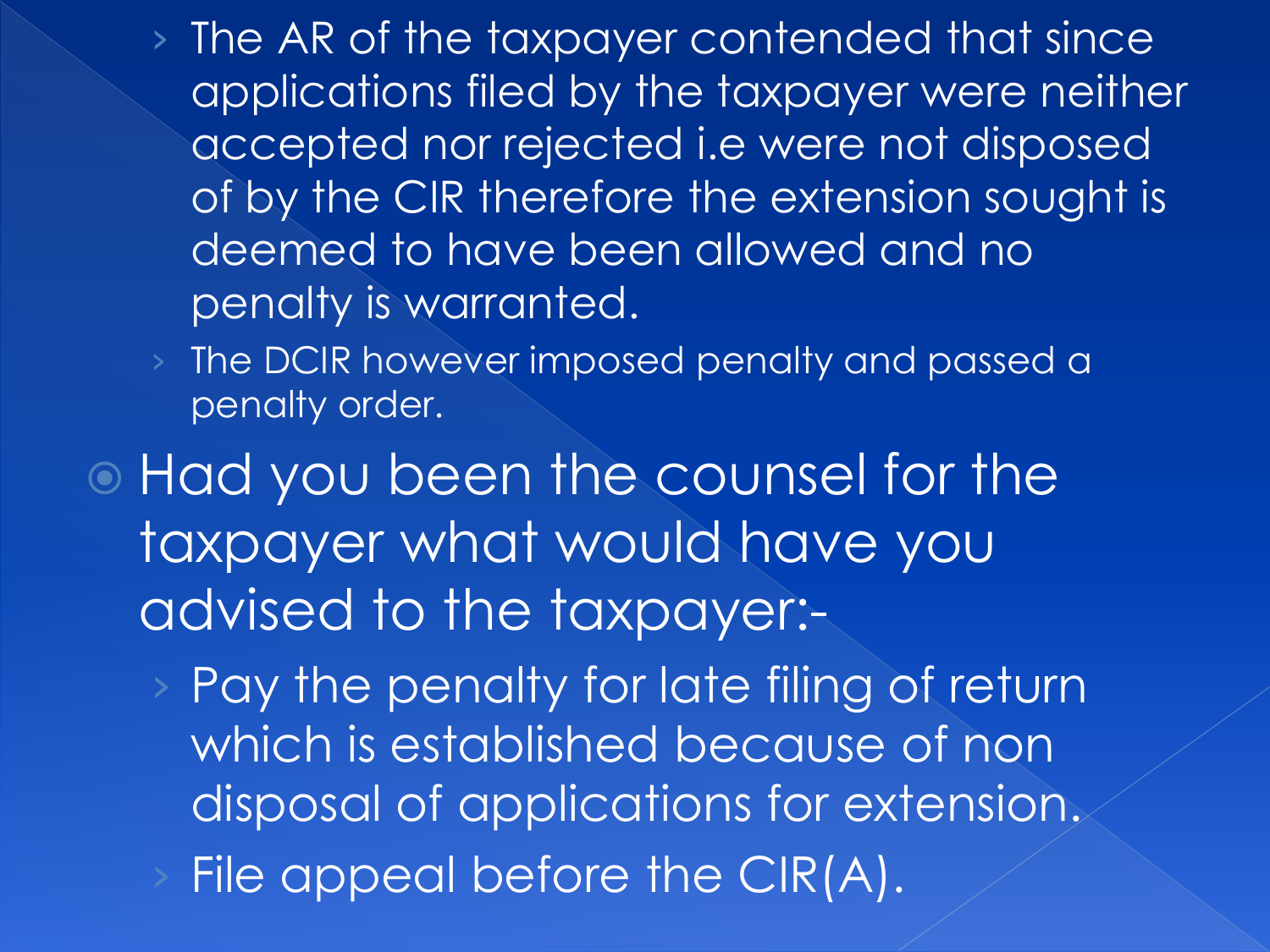- The AR of the taxpayer contended that since applications filed by the taxpayer were neither accepted nor rejected i.e were not disposed of by the CIR therefore the extension sought is deemed to have been allowed and no penalty is warranted.
- The DCIR however imposed penalty and passed a penalty order.

- Had you been the counsel for the taxpayer what would have you advised to the taxpayer:-
  - Pay the penalty for late filing of return which is established because of non disposal of applications for extension.
  - File appeal before the CIR(A).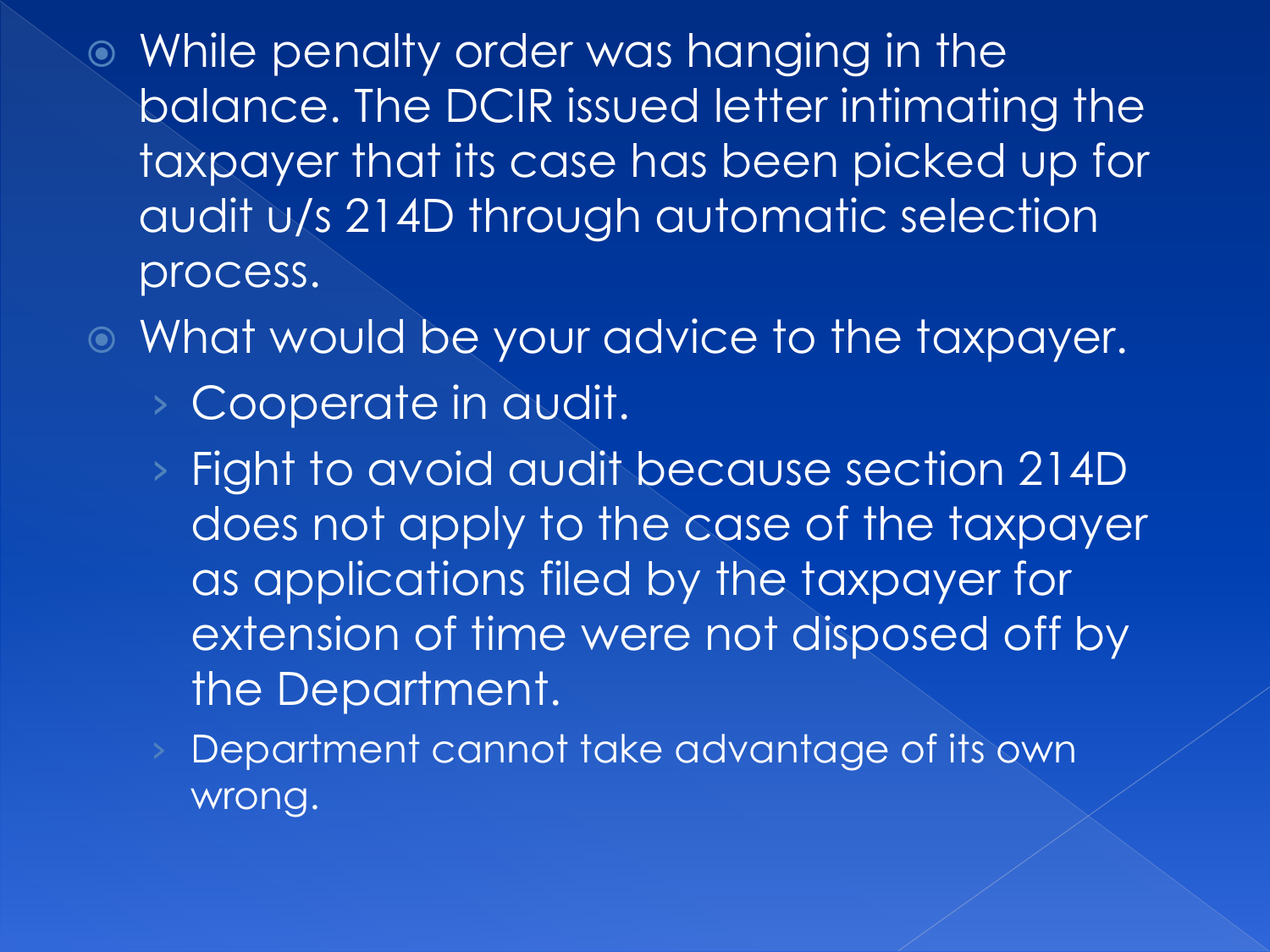- While penalty order was hanging in the balance. The DCIR issued letter intimating the taxpayer that its case has been picked up for audit u/s 214D through automatic selection process.
- What would be your advice to the taxpayer.
  - Cooperate in audit.
  - Fight to avoid audit because section 214D does not apply to the case of the taxpayer as applications filed by the taxpayer for extension of time were not disposed off by the Department.
  - Department cannot take advantage of its own wrong.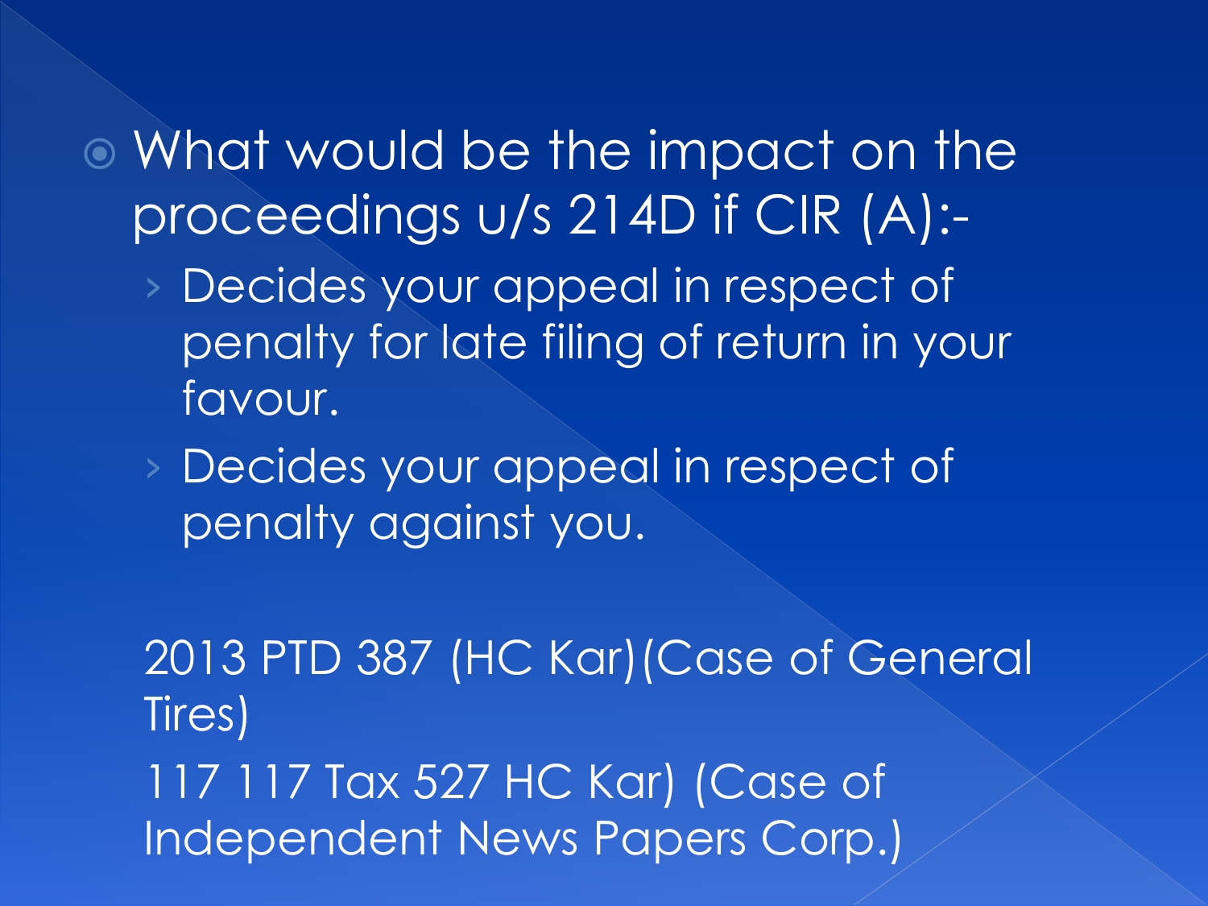- What would be the impact on the proceedings u/s 214D if CIR (A):-
  - Decides your appeal in respect of penalty for late filing of return in your favour.
  - Decides your appeal in respect of penalty against you.

2013 PTD 387 (HC Kar)(Case of General Tires)

117 117 Tax 527 HC Kar) (Case of Independent News Papers Corp.)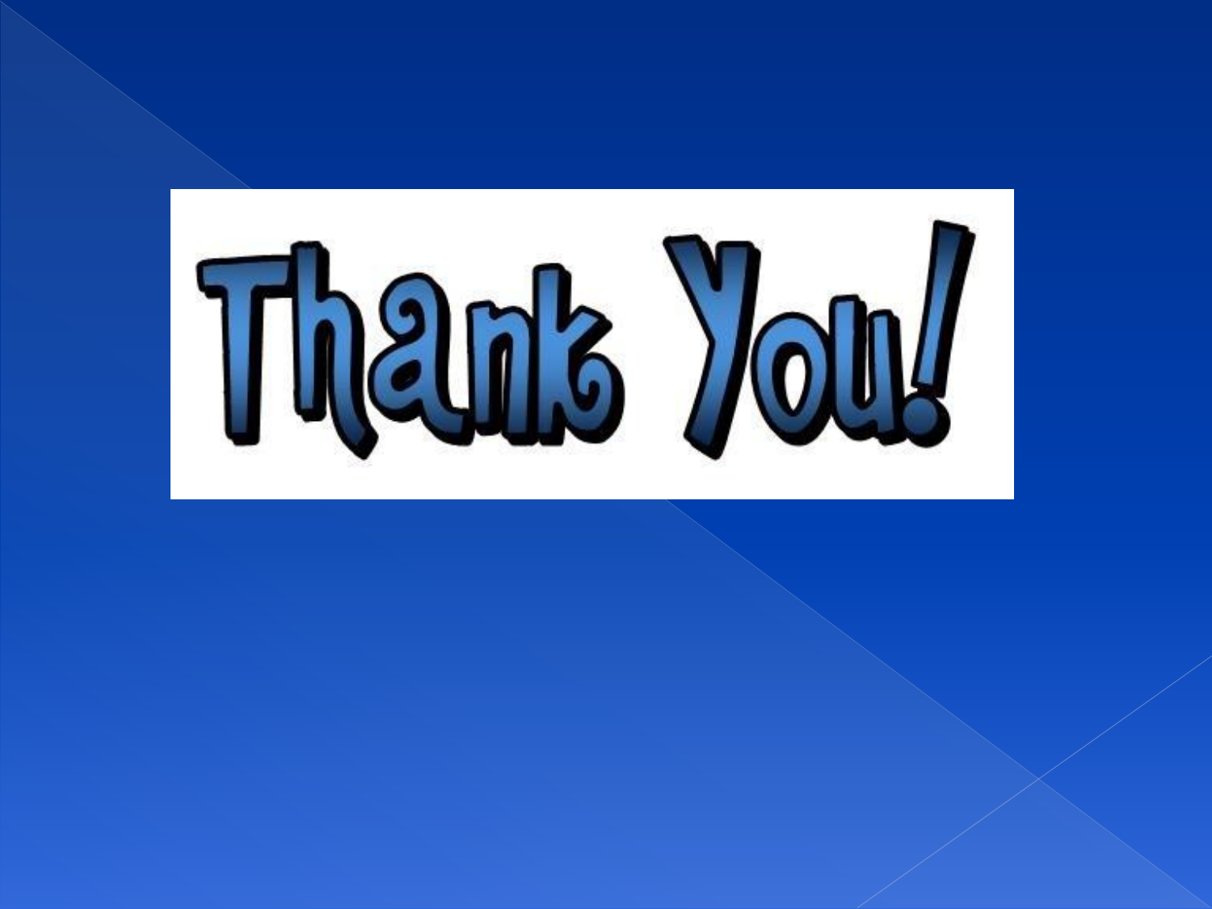Thank You!